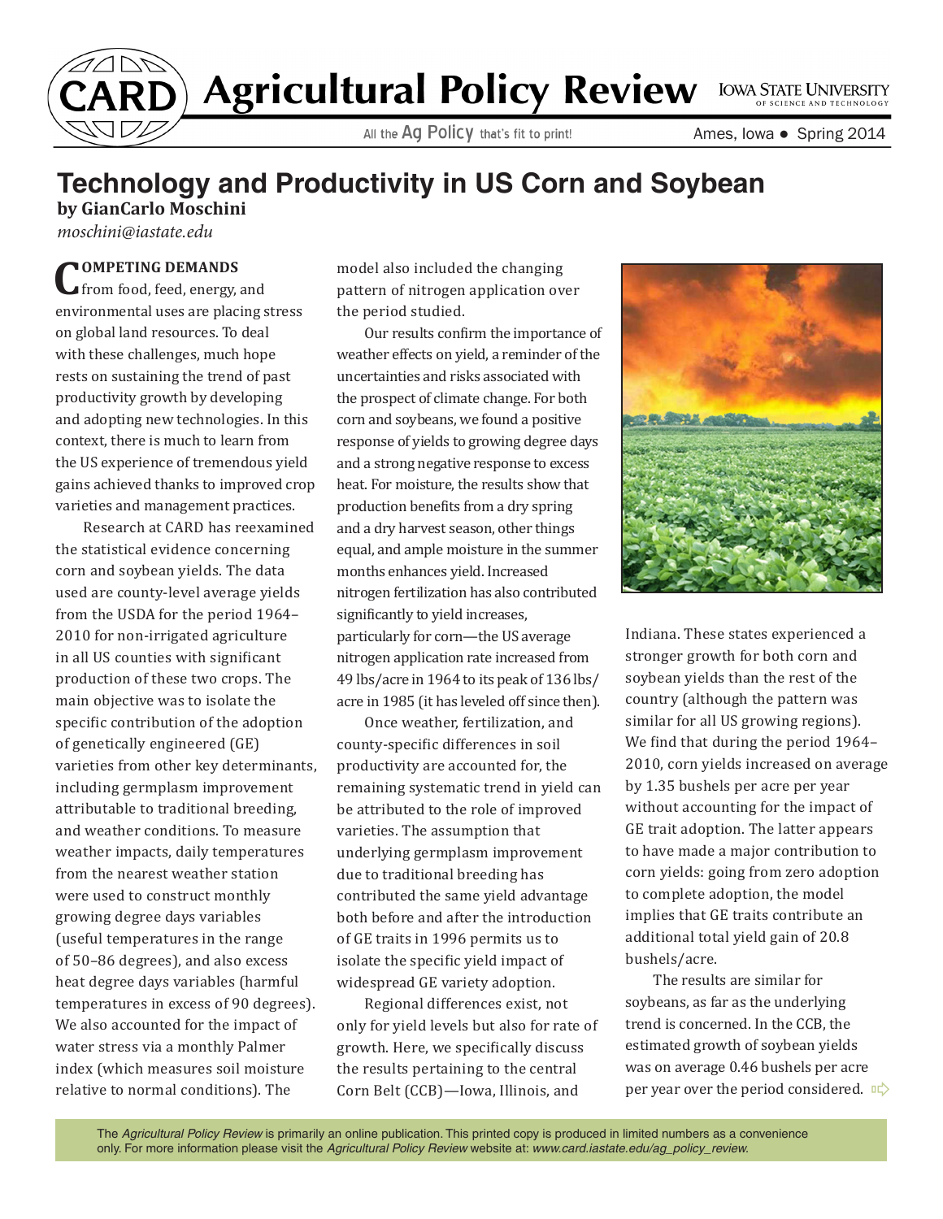# CARD Agricultural Policy Review

All the Ag Policy that's fit to print!

Ames, Iowa • Spring 2014

## Technology and Productivity in US Corn and Soybean

**by GianCarlo Moschini**

*moschini@iastate.edu*

**COMPETING DEMANDS** from food, feed, energy, and environmental uses are placing stress on global land resources. To deal with these challenges, much hope rests on sustaining the trend of past productivity growth by developing and adopting new technologies. In this context, there is much to learn from the US experience of tremendous yield gains achieved thanks to improved crop varieties and management practices.

Research at CARD has reexamined the statistical evidence concerning corn and soybean yields. The data used are county-level average yields from the USDA for the period 1964–2010 for non-irrigated agriculture in all US counties with significant production of these two crops. The main objective was to isolate the specific contribution of the adoption of genetically engineered (GE) varieties from other key determinants, including germplasm improvement attributable to traditional breeding, and weather conditions. To measure weather impacts, daily temperatures from the nearest weather station were used to construct monthly growing degree days variables (useful temperatures in the range of 50–86 degrees), and also excess heat degree days variables (harmful temperatures in excess of 90 degrees). We also accounted for the impact of water stress via a monthly Palmer index (which measures soil moisture relative to normal conditions). The model also included the changing pattern of nitrogen application over the period studied.

Our results confirm the importance of weather effects on yield, a reminder of the uncertainties and risks associated with the prospect of climate change. For both corn and soybeans, we found a positive response of yields to growing degree days and a strong negative response to excess heat. For moisture, the results show that production benefits from a dry spring and a dry harvest season, other things equal, and ample moisture in the summer months enhances yield. Increased nitrogen fertilization has also contributed significantly to yield increases, particularly for corn—the US average nitrogen application rate increased from 49 lbs/acre in 1964 to its peak of 136 lbs/acre in 1985 (it has leveled off since then).

Once weather, fertilization, and county-specific differences in soil productivity are accounted for, the remaining systematic trend in yield can be attributed to the role of improved varieties. The assumption that underlying germplasm improvement due to traditional breeding has contributed the same yield advantage both before and after the introduction of GE traits in 1996 permits us to isolate the specific yield impact of widespread GE variety adoption.

Regional differences exist, not only for yield levels but also for rate of growth. Here, we specifically discuss the results pertaining to the central Corn Belt (CCB)—Iowa, Illinois, and Indiana. These states experienced a stronger growth for both corn and soybean yields than the rest of the country (although the pattern was similar for all US growing regions). We find that during the period 1964–2010, corn yields increased on average by 1.35 bushels per acre per year without accounting for the impact of GE trait adoption. The latter appears to have made a major contribution to corn yields: going from zero adoption to complete adoption, the model implies that GE traits contribute an additional total yield gain of 20.8 bushels/acre.

The results are similar for soybeans, as far as the underlying trend is concerned. In the CCB, the estimated growth of soybean yields was on average 0.46 bushels per acre per year over the period considered.

The *Agricultural Policy Review* is primarily an online publication. This printed copy is produced in limited numbers as a convenience only. For more information please visit the *Agricultural Policy Review* website at: *www.card.iastate.edu/ag_policy_review.*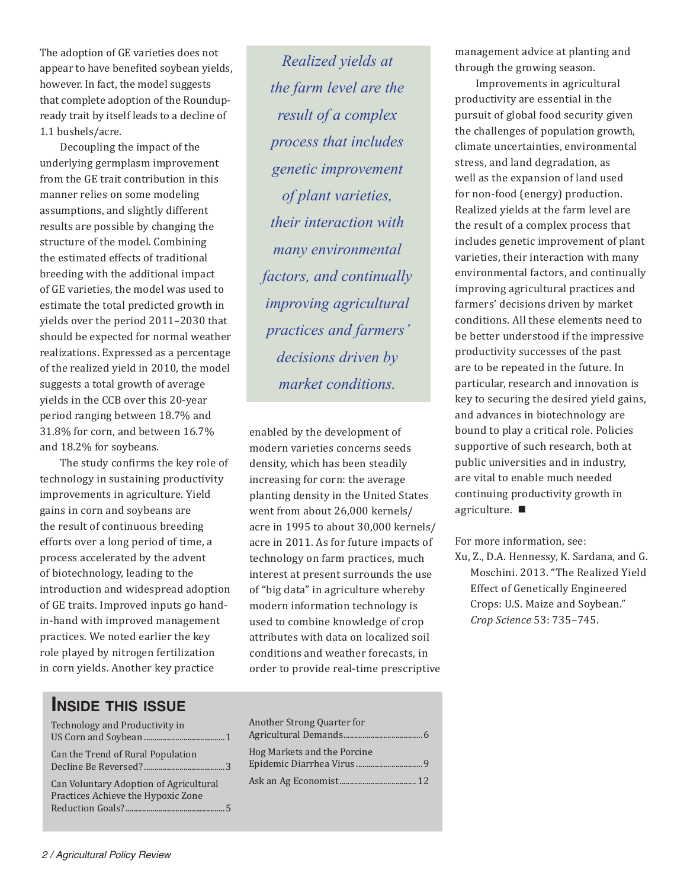The adoption of GE varieties does not appear to have benefited soybean yields, however. In fact, the model suggests that complete adoption of the Roundup-ready trait by itself leads to a decline of 1.1 bushels/acre.

Decoupling the impact of the underlying germplasm improvement from the GE trait contribution in this manner relies on some modeling assumptions, and slightly different results are possible by changing the structure of the model. Combining the estimated effects of traditional breeding with the additional impact of GE varieties, the model was used to estimate the total predicted growth in yields over the period 2011–2030 that should be expected for normal weather realizations. Expressed as a percentage of the realized yield in 2010, the model suggests a total growth of average yields in the CCB over this 20-year period ranging between 18.7% and 31.8% for corn, and between 16.7% and 18.2% for soybeans.

The study confirms the key role of technology in sustaining productivity improvements in agriculture. Yield gains in corn and soybeans are the result of continuous breeding efforts over a long period of time, a process accelerated by the advent of biotechnology, leading to the introduction and widespread adoption of GE traits. Improved inputs go hand-in-hand with improved management practices. We noted earlier the key role played by nitrogen fertilization in corn yields. Another key practice enabled by the development of modern varieties concerns seeds density, which has been steadily increasing for corn: the average planting density in the United States went from about 26,000 kernels/acre in 1995 to about 30,000 kernels/acre in 2011. As for future impacts of technology on farm practices, much interest at present surrounds the use of "big data" in agriculture whereby modern information technology is used to combine knowledge of crop attributes with data on localized soil conditions and weather forecasts, in order to provide real-time prescriptive management advice at planting and through the growing season.

> *Realized yields at the farm level are the result of a complex process that includes genetic improvement of plant varieties, their interaction with many environmental factors, and continually improving agricultural practices and farmers' decisions driven by market conditions.*

Improvements in agricultural productivity are essential in the pursuit of global food security given the challenges of population growth, climate uncertainties, environmental stress, and land degradation, as well as the expansion of land used for non-food (energy) production. Realized yields at the farm level are the result of a complex process that includes genetic improvement of plant varieties, their interaction with many environmental factors, and continually improving agricultural practices and farmers' decisions driven by market conditions. All these elements need to be better understood if the impressive productivity successes of the past are to be repeated in the future. In particular, research and innovation is key to securing the desired yield gains, and advances in biotechnology are bound to play a critical role. Policies supportive of such research, both at public universities and in industry, are vital to enable much needed continuing productivity growth in agriculture. ■

For more information, see:

Xu, Z., D.A. Hennessy, K. Sardana, and G. Moschini. 2013. "The Realized Yield Effect of Genetically Engineered Crops: U.S. Maize and Soybean." *Crop Science* 53: 735–745.

## Inside this issue

- Technology and Productivity in US Corn and Soybean ........ 1
- Can the Trend of Rural Population Decline Be Reversed? ........ 3
- Can Voluntary Adoption of Agricultural Practices Achieve the Hypoxic Zone Reduction Goals? ........ 5
- Another Strong Quarter for Agricultural Demands ........ 6
- Hog Markets and the Porcine Epidemic Diarrhea Virus ........ 9
- Ask an Ag Economist ........ 12